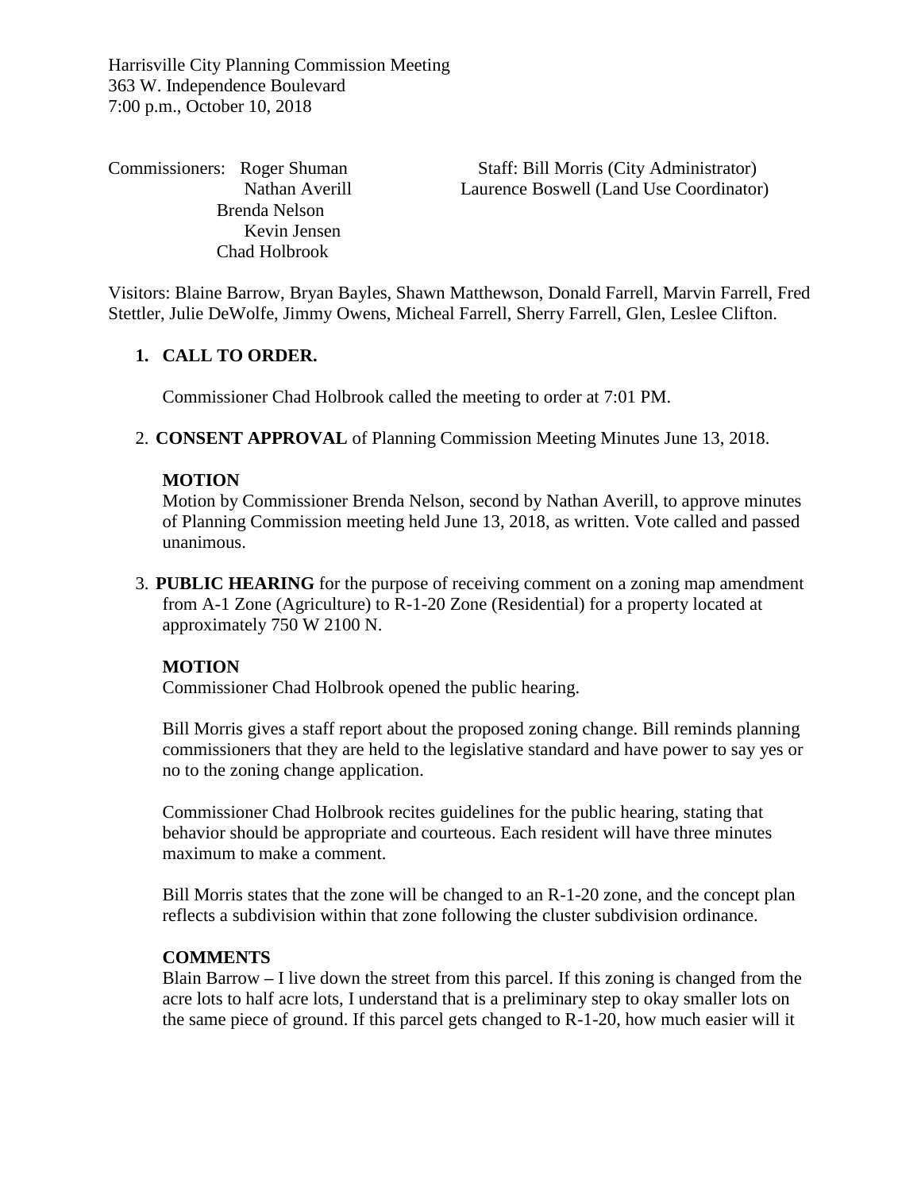Harrisville City Planning Commission Meeting
363 W. Independence Boulevard
7:00 p.m., October 10, 2018

Commissioners: Roger Shuman
Nathan Averill
Brenda Nelson
Kevin Jensen
Chad Holbrook

Staff: Bill Morris (City Administrator)
Laurence Boswell (Land Use Coordinator)

Visitors: Blaine Barrow, Bryan Bayles, Shawn Matthewson, Donald Farrell, Marvin Farrell, Fred Stettler, Julie DeWolfe, Jimmy Owens, Micheal Farrell, Sherry Farrell, Glen, Leslee Clifton.

1. **CALL TO ORDER.**

   Commissioner Chad Holbrook called the meeting to order at 7:01 PM.

2. **CONSENT APPROVAL** of Planning Commission Meeting Minutes June 13, 2018.

   **MOTION**
   Motion by Commissioner Brenda Nelson, second by Nathan Averill, to approve minutes of Planning Commission meeting held June 13, 2018, as written. Vote called and passed unanimous.

3. **PUBLIC HEARING** for the purpose of receiving comment on a zoning map amendment from A-1 Zone (Agriculture) to R-1-20 Zone (Residential) for a property located at approximately 750 W 2100 N.

   **MOTION**
   Commissioner Chad Holbrook opened the public hearing.

   Bill Morris gives a staff report about the proposed zoning change. Bill reminds planning commissioners that they are held to the legislative standard and have power to say yes or no to the zoning change application.

   Commissioner Chad Holbrook recites guidelines for the public hearing, stating that behavior should be appropriate and courteous. Each resident will have three minutes maximum to make a comment.

   Bill Morris states that the zone will be changed to an R-1-20 zone, and the concept plan reflects a subdivision within that zone following the cluster subdivision ordinance.

   **COMMENTS**
   Blain Barrow – I live down the street from this parcel. If this zoning is changed from the acre lots to half acre lots, I understand that is a preliminary step to okay smaller lots on the same piece of ground. If this parcel gets changed to R-1-20, how much easier will it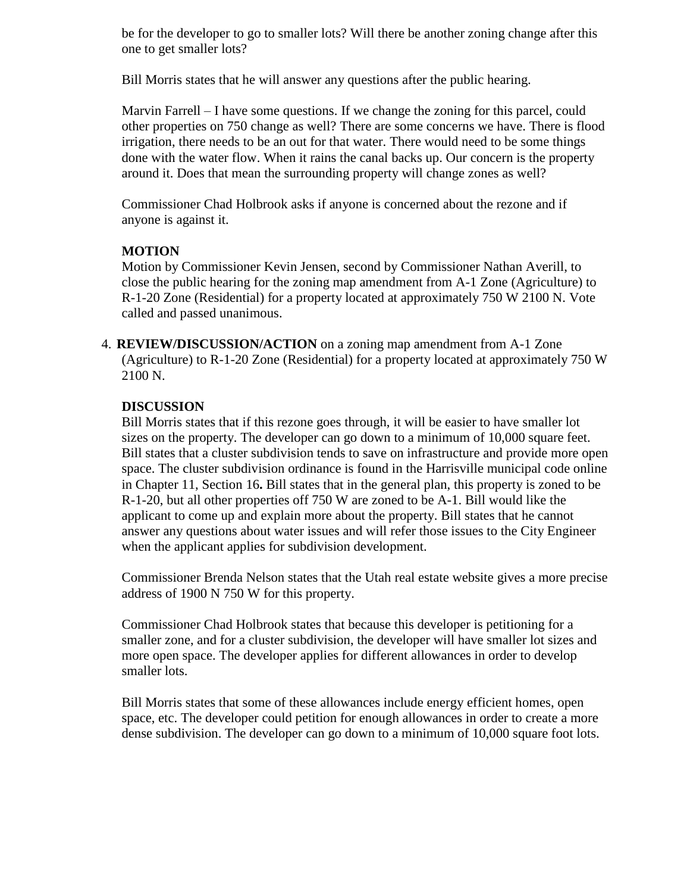be for the developer to go to smaller lots? Will there be another zoning change after this one to get smaller lots?

Bill Morris states that he will answer any questions after the public hearing.

Marvin Farrell – I have some questions. If we change the zoning for this parcel, could other properties on 750 change as well? There are some concerns we have. There is flood irrigation, there needs to be an out for that water. There would need to be some things done with the water flow. When it rains the canal backs up. Our concern is the property around it. Does that mean the surrounding property will change zones as well?

Commissioner Chad Holbrook asks if anyone is concerned about the rezone and if anyone is against it.

**MOTION**
Motion by Commissioner Kevin Jensen, second by Commissioner Nathan Averill, to close the public hearing for the zoning map amendment from A-1 Zone (Agriculture) to R-1-20 Zone (Residential) for a property located at approximately 750 W 2100 N. Vote called and passed unanimous.

4. **REVIEW/DISCUSSION/ACTION** on a zoning map amendment from A-1 Zone (Agriculture) to R-1-20 Zone (Residential) for a property located at approximately 750 W 2100 N.

**DISCUSSION**
Bill Morris states that if this rezone goes through, it will be easier to have smaller lot sizes on the property. The developer can go down to a minimum of 10,000 square feet. Bill states that a cluster subdivision tends to save on infrastructure and provide more open space. The cluster subdivision ordinance is found in the Harrisville municipal code online in Chapter 11, Section 16**.** Bill states that in the general plan, this property is zoned to be R-1-20, but all other properties off 750 W are zoned to be A-1. Bill would like the applicant to come up and explain more about the property. Bill states that he cannot answer any questions about water issues and will refer those issues to the City Engineer when the applicant applies for subdivision development.

Commissioner Brenda Nelson states that the Utah real estate website gives a more precise address of 1900 N 750 W for this property.

Commissioner Chad Holbrook states that because this developer is petitioning for a smaller zone, and for a cluster subdivision, the developer will have smaller lot sizes and more open space. The developer applies for different allowances in order to develop smaller lots.

Bill Morris states that some of these allowances include energy efficient homes, open space, etc. The developer could petition for enough allowances in order to create a more dense subdivision. The developer can go down to a minimum of 10,000 square foot lots.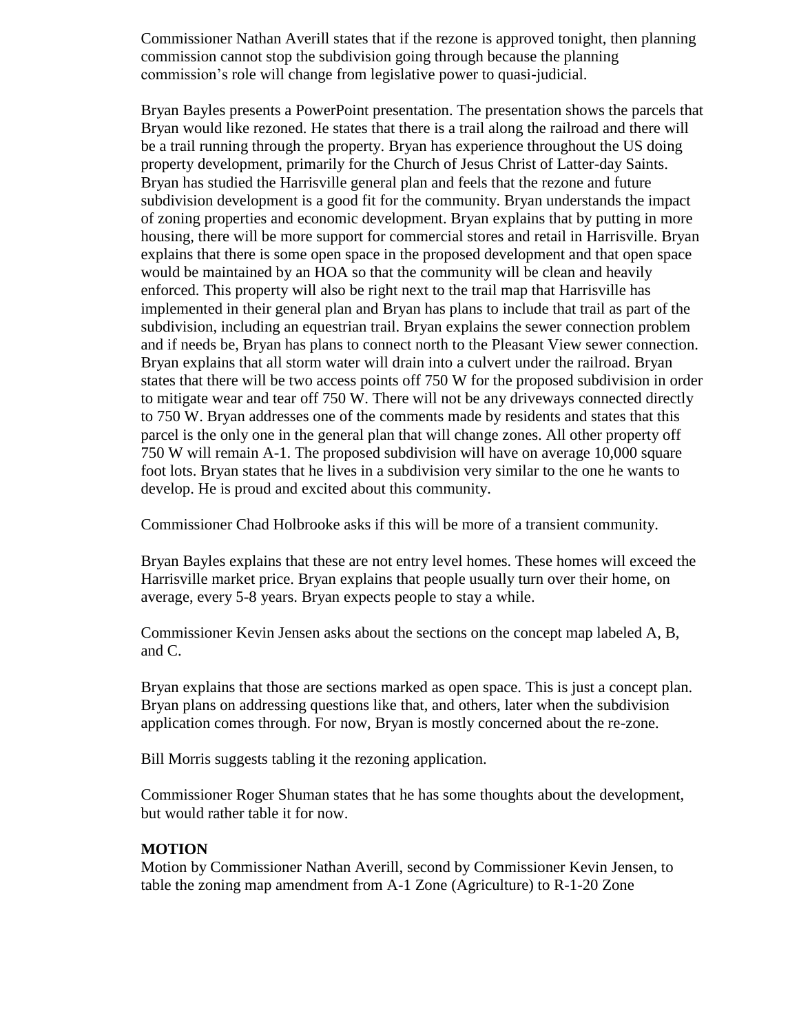Commissioner Nathan Averill states that if the rezone is approved tonight, then planning commission cannot stop the subdivision going through because the planning commission's role will change from legislative power to quasi-judicial.

Bryan Bayles presents a PowerPoint presentation. The presentation shows the parcels that Bryan would like rezoned. He states that there is a trail along the railroad and there will be a trail running through the property. Bryan has experience throughout the US doing property development, primarily for the Church of Jesus Christ of Latter-day Saints. Bryan has studied the Harrisville general plan and feels that the rezone and future subdivision development is a good fit for the community. Bryan understands the impact of zoning properties and economic development. Bryan explains that by putting in more housing, there will be more support for commercial stores and retail in Harrisville. Bryan explains that there is some open space in the proposed development and that open space would be maintained by an HOA so that the community will be clean and heavily enforced. This property will also be right next to the trail map that Harrisville has implemented in their general plan and Bryan has plans to include that trail as part of the subdivision, including an equestrian trail. Bryan explains the sewer connection problem and if needs be, Bryan has plans to connect north to the Pleasant View sewer connection. Bryan explains that all storm water will drain into a culvert under the railroad. Bryan states that there will be two access points off 750 W for the proposed subdivision in order to mitigate wear and tear off 750 W. There will not be any driveways connected directly to 750 W. Bryan addresses one of the comments made by residents and states that this parcel is the only one in the general plan that will change zones. All other property off 750 W will remain A-1. The proposed subdivision will have on average 10,000 square foot lots. Bryan states that he lives in a subdivision very similar to the one he wants to develop. He is proud and excited about this community.

Commissioner Chad Holbrooke asks if this will be more of a transient community.

Bryan Bayles explains that these are not entry level homes. These homes will exceed the Harrisville market price. Bryan explains that people usually turn over their home, on average, every 5-8 years. Bryan expects people to stay a while.

Commissioner Kevin Jensen asks about the sections on the concept map labeled A, B, and C.

Bryan explains that those are sections marked as open space. This is just a concept plan. Bryan plans on addressing questions like that, and others, later when the subdivision application comes through. For now, Bryan is mostly concerned about the re-zone.

Bill Morris suggests tabling it the rezoning application.

Commissioner Roger Shuman states that he has some thoughts about the development, but would rather table it for now.

**MOTION**

Motion by Commissioner Nathan Averill, second by Commissioner Kevin Jensen, to table the zoning map amendment from A-1 Zone (Agriculture) to R-1-20 Zone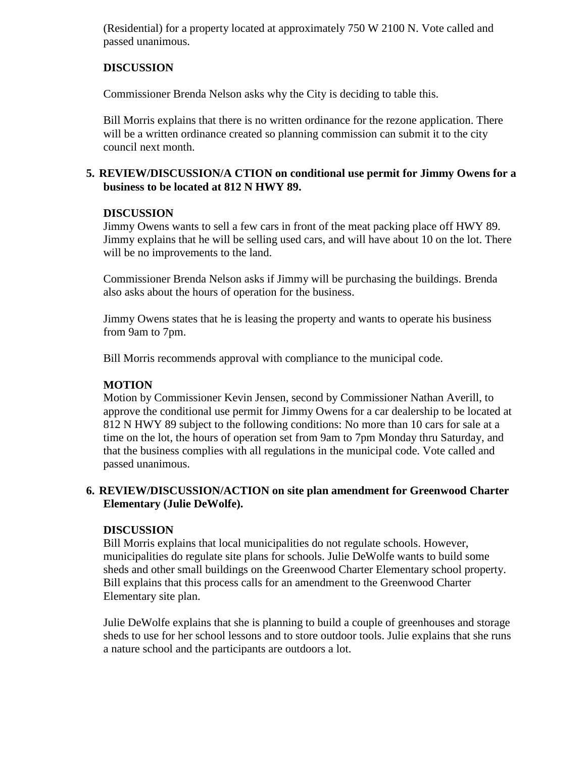(Residential) for a property located at approximately 750 W 2100 N. Vote called and passed unanimous.

**DISCUSSION**

Commissioner Brenda Nelson asks why the City is deciding to table this.

Bill Morris explains that there is no written ordinance for the rezone application. There will be a written ordinance created so planning commission can submit it to the city council next month.

5. **REVIEW/DISCUSSION/A CTION on conditional use permit for Jimmy Owens for a business to be located at 812 N HWY 89.**

**DISCUSSION**

Jimmy Owens wants to sell a few cars in front of the meat packing place off HWY 89. Jimmy explains that he will be selling used cars, and will have about 10 on the lot. There will be no improvements to the land.

Commissioner Brenda Nelson asks if Jimmy will be purchasing the buildings. Brenda also asks about the hours of operation for the business.

Jimmy Owens states that he is leasing the property and wants to operate his business from 9am to 7pm.

Bill Morris recommends approval with compliance to the municipal code.

**MOTION**

Motion by Commissioner Kevin Jensen, second by Commissioner Nathan Averill, to approve the conditional use permit for Jimmy Owens for a car dealership to be located at 812 N HWY 89 subject to the following conditions: No more than 10 cars for sale at a time on the lot, the hours of operation set from 9am to 7pm Monday thru Saturday, and that the business complies with all regulations in the municipal code. Vote called and passed unanimous.

6. **REVIEW/DISCUSSION/ACTION on site plan amendment for Greenwood Charter Elementary (Julie DeWolfe).**

**DISCUSSION**

Bill Morris explains that local municipalities do not regulate schools. However, municipalities do regulate site plans for schools. Julie DeWolfe wants to build some sheds and other small buildings on the Greenwood Charter Elementary school property. Bill explains that this process calls for an amendment to the Greenwood Charter Elementary site plan.

Julie DeWolfe explains that she is planning to build a couple of greenhouses and storage sheds to use for her school lessons and to store outdoor tools. Julie explains that she runs a nature school and the participants are outdoors a lot.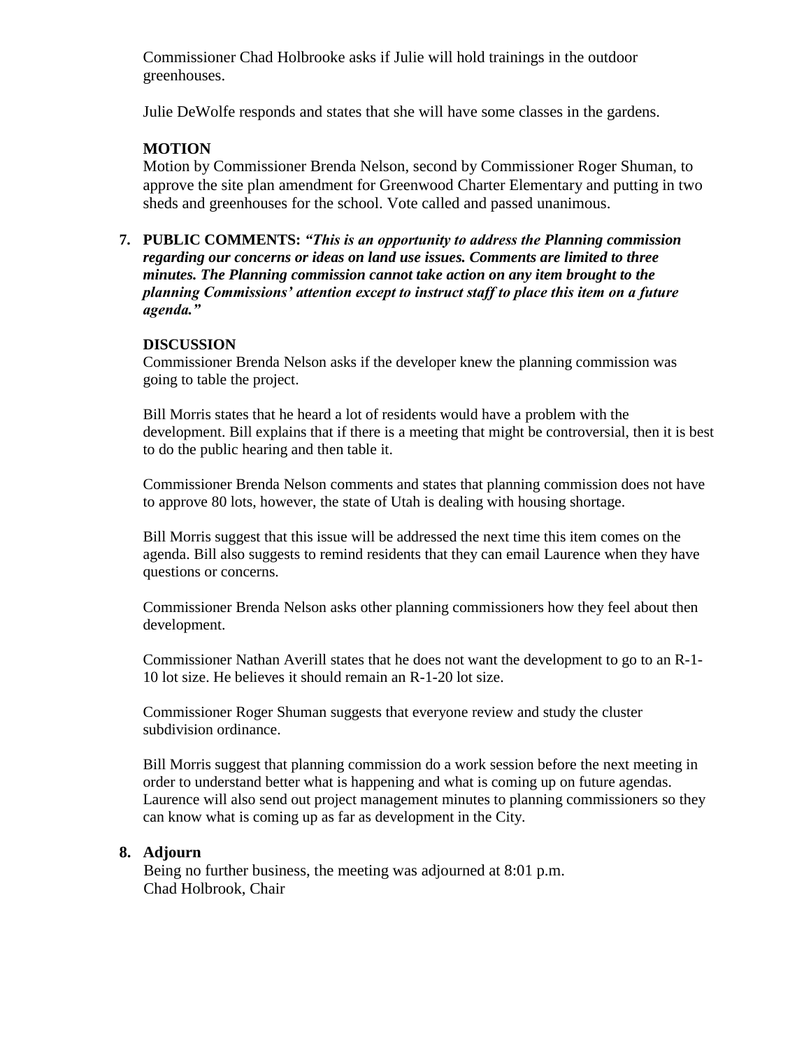Commissioner Chad Holbrooke asks if Julie will hold trainings in the outdoor greenhouses.

Julie DeWolfe responds and states that she will have some classes in the gardens.

**MOTION**
Motion by Commissioner Brenda Nelson, second by Commissioner Roger Shuman, to approve the site plan amendment for Greenwood Charter Elementary and putting in two sheds and greenhouses for the school. Vote called and passed unanimous.

7. **PUBLIC COMMENTS:** ***"This is an opportunity to address the Planning commission regarding our concerns or ideas on land use issues. Comments are limited to three minutes. The Planning commission cannot take action on any item brought to the planning Commissions' attention except to instruct staff to place this item on a future agenda."***

**DISCUSSION**
Commissioner Brenda Nelson asks if the developer knew the planning commission was going to table the project.

Bill Morris states that he heard a lot of residents would have a problem with the development. Bill explains that if there is a meeting that might be controversial, then it is best to do the public hearing and then table it.

Commissioner Brenda Nelson comments and states that planning commission does not have to approve 80 lots, however, the state of Utah is dealing with housing shortage.

Bill Morris suggest that this issue will be addressed the next time this item comes on the agenda. Bill also suggests to remind residents that they can email Laurence when they have questions or concerns.

Commissioner Brenda Nelson asks other planning commissioners how they feel about then development.

Commissioner Nathan Averill states that he does not want the development to go to an R-1-10 lot size. He believes it should remain an R-1-20 lot size.

Commissioner Roger Shuman suggests that everyone review and study the cluster subdivision ordinance.

Bill Morris suggest that planning commission do a work session before the next meeting in order to understand better what is happening and what is coming up on future agendas. Laurence will also send out project management minutes to planning commissioners so they can know what is coming up as far as development in the City.

8. **Adjourn**
Being no further business, the meeting was adjourned at 8:01 p.m.
Chad Holbrook, Chair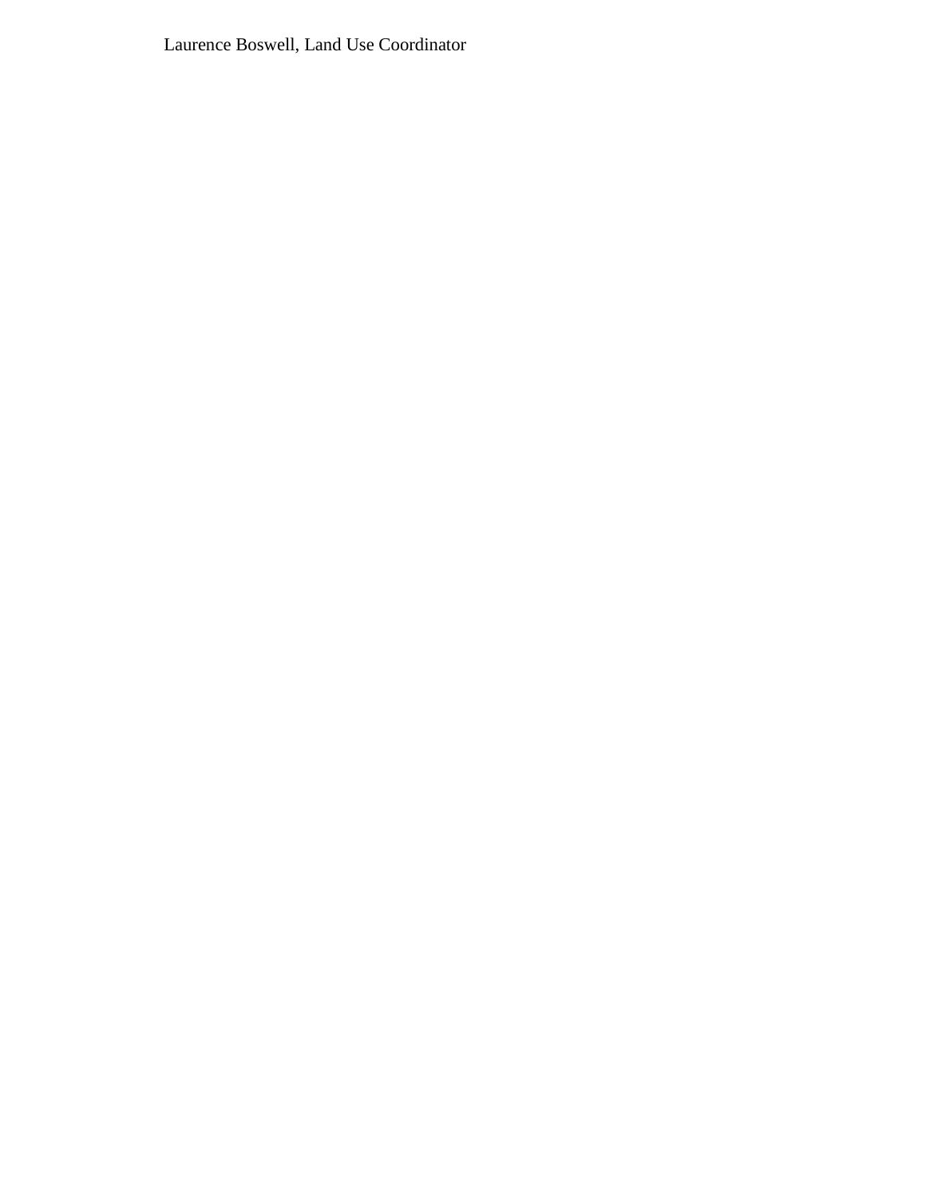Laurence Boswell, Land Use Coordinator